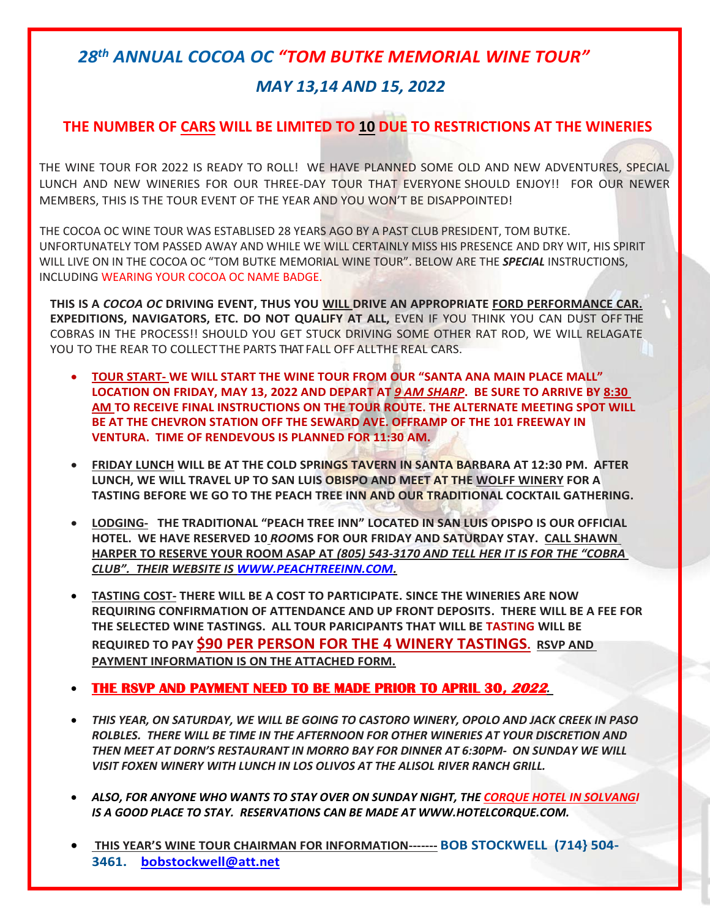# *28th ANNUAL COCOA OC "TOM BUTKE MEMORIAL WINE TOUR"*

## *MAY 13,14 AND 15, 2022*

### THE NUMBER OF CARS WILL BE LIMITED TO 10 DUE TO RESTRICTIONS AT THE WINERIES

THE WINE TOUR FOR 2022 IS READY TO ROLL! WE HAVE PLANNED SOME OLD AND NEW ADVENTURES, SPECIAL LUNCH AND NEW WINERIES FOR OUR THREE-DAY TOUR THAT EVERYONE SHOULD ENJOY!! FOR OUR NEWER MEMBERS, THIS IS THE TOUR EVENT OF THE YEAR AND YOU WON'T BE DISAPPOINTED!

THE COCOA OC WINE TOUR WAS ESTABLISED 28 YEARS AGO BY A PAST CLUB PRESIDENT, TOM BUTKE. UNFORTUNATELY TOM PASSED AWAY AND WHILE WE WILL CERTAINLY MISS HIS PRESENCE AND DRY WIT, HIS SPIRIT WILL LIVE ON IN THE COCOA OC "TOM BUTKE MEMORIAL WINE TOUR". BELOW ARE THE ***SPECIAL*** INSTRUCTIONS, INCLUDING WEARING YOUR COCOA OC NAME BADGE.

**THIS IS A *COCOA OC* DRIVING EVENT, THUS YOU WILL DRIVE AN APPROPRIATE FORD PERFORMANCE CAR. EXPEDITIONS, NAVIGATORS, ETC. DO NOT QUALIFY AT ALL,** EVEN IF YOU THINK YOU CAN DUST OFF THE COBRAS IN THE PROCESS!! SHOULD YOU GET STUCK DRIVING SOME OTHER RAT ROD, WE WILL RELAGATE YOU TO THE REAR TO COLLECT THE PARTS THAT FALL OFF ALL THE REAL CARS.

- **TOUR START- WE WILL START THE WINE TOUR FROM OUR "SANTA ANA MAIN PLACE MALL" LOCATION ON FRIDAY, MAY 13, 2022 AND DEPART AT *9 AM SHARP*. BE SURE TO ARRIVE BY 8:30 AM TO RECEIVE FINAL INSTRUCTIONS ON THE TOUR ROUTE. THE ALTERNATE MEETING SPOT WILL BE AT THE CHEVRON STATION OFF THE SEWARD AVE. OFFRAMP OF THE 101 FREEWAY IN VENTURA. TIME OF RENDEVOUS IS PLANNED FOR 11:30 AM.**

- **FRIDAY LUNCH WILL BE AT THE COLD SPRINGS TAVERN IN SANTA BARBARA AT 12:30 PM. AFTER LUNCH, WE WILL TRAVEL UP TO SAN LUIS OBISPO AND MEET AT THE WOLFF WINERY FOR A TASTING BEFORE WE GO TO THE PEACH TREE INN AND OUR TRADITIONAL COCKTAIL GATHERING.**

- **LODGING- THE TRADITIONAL "PEACH TREE INN" LOCATED IN SAN LUIS OPISPO IS OUR OFFICIAL HOTEL. WE HAVE RESERVED 10 *ROO*MS FOR OUR FRIDAY AND SATURDAY STAY. CALL SHAWN HARPER TO RESERVE YOUR ROOM ASAP AT *(805) 543-3170 AND TELL HER IT IS FOR THE "COBRA CLUB". THEIR WEBSITE IS WWW.PEACHTREEINN.COM.***

- **TASTING COST- THERE WILL BE A COST TO PARTICIPATE. SINCE THE WINERIES ARE NOW REQUIRING CONFIRMATION OF ATTENDANCE AND UP FRONT DEPOSITS. THERE WILL BE A FEE FOR THE SELECTED WINE TASTINGS. ALL TOUR PARICIPANTS THAT WILL BE TASTING WILL BE REQUIRED TO PAY $90 PER PERSON FOR THE 4 WINERY TASTINGS. RSVP AND PAYMENT INFORMATION IS ON THE ATTACHED FORM.**

- **THE RSVP AND PAYMENT NEED TO BE MADE PRIOR TO APRIL 30, *2022*.**

- ***THIS YEAR, ON SATURDAY, WE WILL BE GOING TO CASTORO WINERY, OPOLO AND JACK CREEK IN PASO ROLBLES. THERE WILL BE TIME IN THE AFTERNOON FOR OTHER WINERIES AT YOUR DISCRETION AND THEN MEET AT DORN'S RESTAURANT IN MORRO BAY FOR DINNER AT 6:30PM- ON SUNDAY WE WILL VISIT FOXEN WINERY WITH LUNCH IN LOS OLIVOS AT THE ALISOL RIVER RANCH GRILL.***

- ***ALSO, FOR ANYONE WHO WANTS TO STAY OVER ON SUNDAY NIGHT, THE CORQUE HOTEL IN SOLVANGI IS A GOOD PLACE TO STAY. RESERVATIONS CAN BE MADE AT WWW.HOTELCORQUE.COM.***

- **THIS YEAR'S WINE TOUR CHAIRMAN FOR INFORMATION------- BOB STOCKWELL (714} 504-3461. bobstockwell@att.net**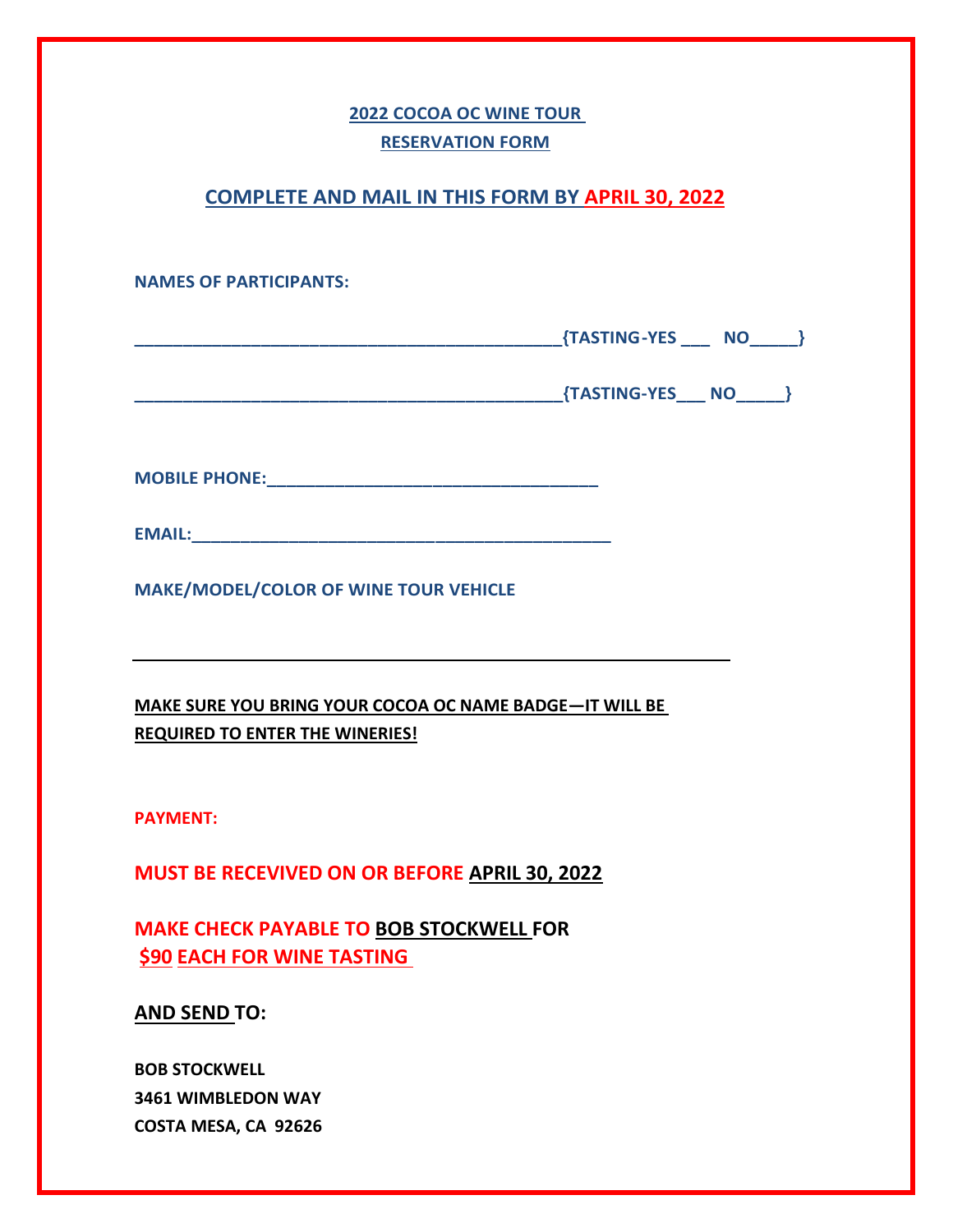**2022 COCOA OC WINE TOUR**

**RESERVATION FORM**

## COMPLETE AND MAIL IN THIS FORM BY APRIL 30, 2022

**NAMES OF PARTICIPANTS:**

**_______________________________________________{TASTING-YES ___ NO_____}**

**_______________________________________________{TASTING-YES___ NO_____}**

**MOBILE PHONE:____________________________________**

**EMAIL:_______________________________________________**

**MAKE/MODEL/COLOR OF WINE TOUR VEHICLE**

_________________________________________________________________

**MAKE SURE YOU BRING YOUR COCOA OC NAME BADGE—IT WILL BE REQUIRED TO ENTER THE WINERIES!**

**PAYMENT:**

**MUST BE RECEVIVED ON OR BEFORE APRIL 30, 2022**

**MAKE CHECK PAYABLE TO BOB STOCKWELL FOR $90 EACH FOR WINE TASTING**

**AND SEND TO:**

**BOB STOCKWELL**
**3461 WIMBLEDON WAY**
**COSTA MESA, CA 92626**